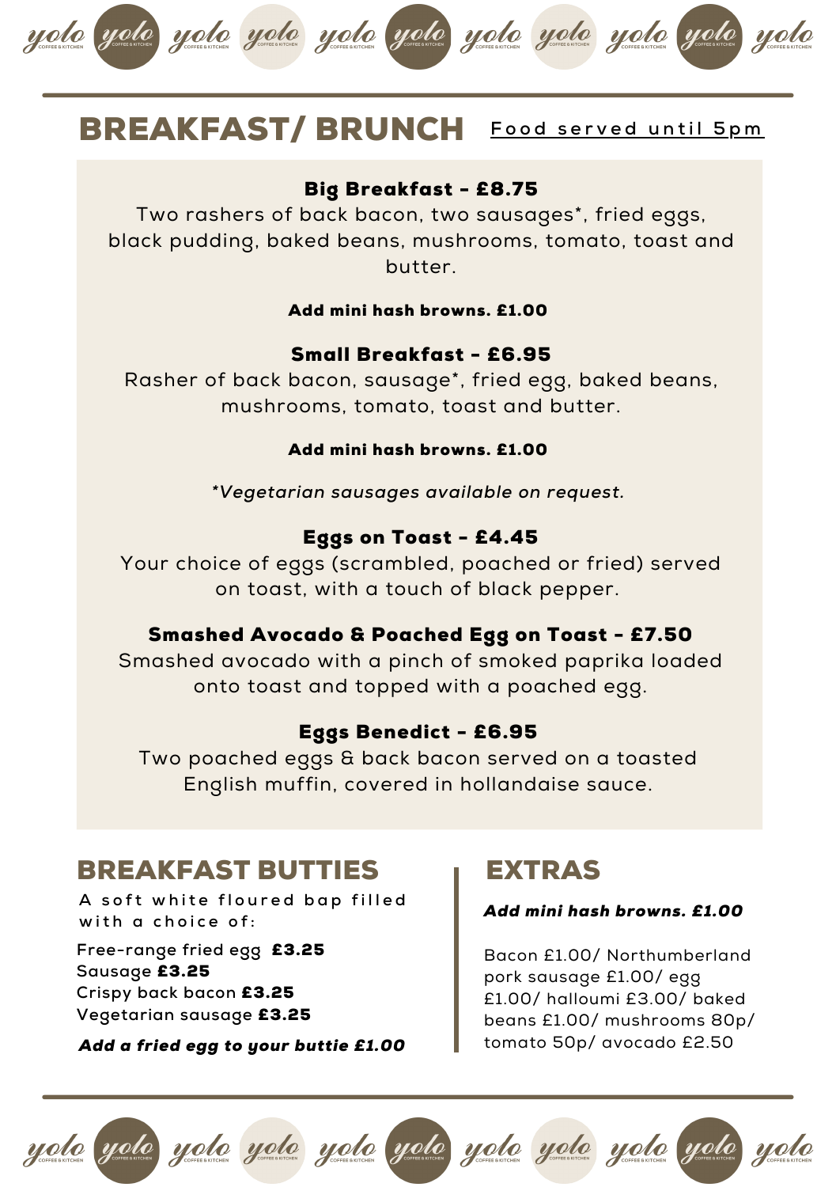# BREAKFAST/ BRUNCH

Food served until 5pm

**Big Breakfast - £8.75**

Two rashers of back bacon, two sausages*, fried eggs, black pudding, baked beans, mushrooms, tomato, toast and butter.

**Add mini hash browns. £1.00**

**Small Breakfast - £6.95**

Rasher of back bacon, sausage*, fried egg, baked beans, mushrooms, tomato, toast and butter.

**Add mini hash browns. £1.00**

*\*Vegetarian sausages available on request.*

**Eggs on Toast - £4.45**

Your choice of eggs (scrambled, poached or fried) served on toast, with a touch of black pepper.

**Smashed Avocado & Poached Egg on Toast - £7.50**

Smashed avocado with a pinch of smoked paprika loaded onto toast and topped with a poached egg.

**Eggs Benedict - £6.95**

Two poached eggs & back bacon served on a toasted English muffin, covered in hollandaise sauce.

## BREAKFAST BUTTIES

A soft white floured bap filled with a choice of:

Free-range fried egg **£3.25**
Sausage **£3.25**
Crispy back bacon **£3.25**
Vegetarian sausage **£3.25**

***Add a fried egg to your buttie £1.00***

## EXTRAS

***Add mini hash browns. £1.00***

Bacon £1.00/ Northumberland pork sausage £1.00/ egg £1.00/ halloumi £3.00/ baked beans £1.00/ mushrooms 80p/ tomato 50p/ avocado £2.50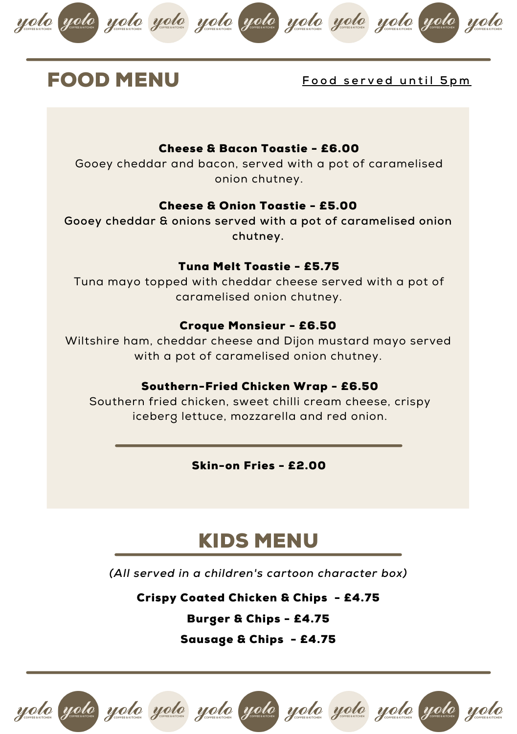# FOOD MENU

Food served until 5pm

**Cheese & Bacon Toastie - £6.00**
Gooey cheddar and bacon, served with a pot of caramelised onion chutney.

**Cheese & Onion Toastie - £5.00**
Gooey cheddar & onions served with a pot of caramelised onion chutney.

**Tuna Melt Toastie - £5.75**
Tuna mayo topped with cheddar cheese served with a pot of caramelised onion chutney.

**Croque Monsieur - £6.50**
Wiltshire ham, cheddar cheese and Dijon mustard mayo served with a pot of caramelised onion chutney.

**Southern-Fried Chicken Wrap - £6.50**
Southern fried chicken, sweet chilli cream cheese, crispy iceberg lettuce, mozzarella and red onion.

**Skin-on Fries - £2.00**

# KIDS MENU

*(All served in a children's cartoon character box)*

**Crispy Coated Chicken & Chips - £4.75**

**Burger & Chips - £4.75**

**Sausage & Chips - £4.75**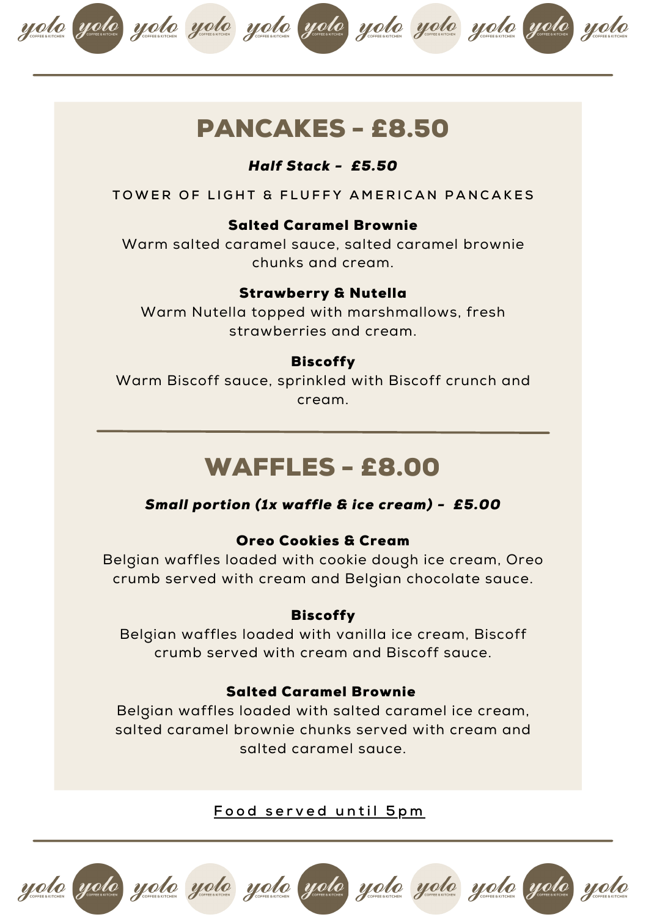# PANCAKES - £8.50

***Half Stack - £5.50***

TOWER OF LIGHT & FLUFFY AMERICAN PANCAKES

**Salted Caramel Brownie**
Warm salted caramel sauce, salted caramel brownie chunks and cream.

**Strawberry & Nutella**
Warm Nutella topped with marshmallows, fresh strawberries and cream.

**Biscoffy**
Warm Biscoff sauce, sprinkled with Biscoff crunch and cream.

# WAFFLES - £8.00

***Small portion (1x waffle & ice cream) - £5.00***

**Oreo Cookies & Cream**
Belgian waffles loaded with cookie dough ice cream, Oreo crumb served with cream and Belgian chocolate sauce.

**Biscoffy**
Belgian waffles loaded with vanilla ice cream, Biscoff crumb served with cream and Biscoff sauce.

**Salted Caramel Brownie**
Belgian waffles loaded with salted caramel ice cream, salted caramel brownie chunks served with cream and salted caramel sauce.

Food served until 5pm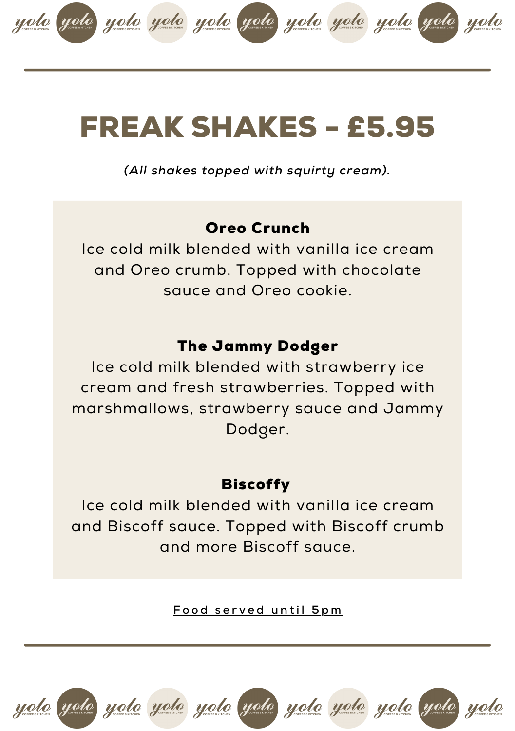# FREAK SHAKES - £5.95

*(All shakes topped with squirty cream).*

**Oreo Crunch**
Ice cold milk blended with vanilla ice cream and Oreo crumb. Topped with chocolate sauce and Oreo cookie.

**The Jammy Dodger**
Ice cold milk blended with strawberry ice cream and fresh strawberries. Topped with marshmallows, strawberry sauce and Jammy Dodger.

**Biscoffy**
Ice cold milk blended with vanilla ice cream and Biscoff sauce. Topped with Biscoff crumb and more Biscoff sauce.

Food served until 5pm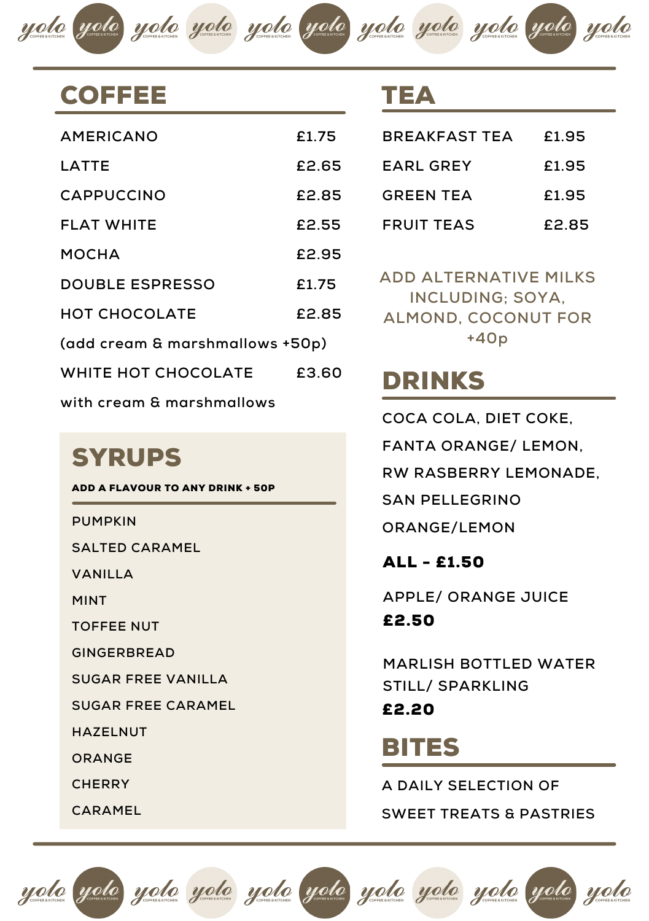## COFFEE

| | |
|---|---|
| AMERICANO | £1.75 |
| LATTE | £2.65 |
| CAPPUCCINO | £2.85 |
| FLAT WHITE | £2.55 |
| MOCHA | £2.95 |
| DOUBLE ESPRESSO | £1.75 |
| HOT CHOCOLATE | £2.85 |
| (add cream & marshmallows +50p) | |
| WHITE HOT CHOCOLATE | £3.60 |
| with cream & marshmallows | |

## SYRUPS

**ADD A FLAVOUR TO ANY DRINK + 50P**

PUMPKIN

SALTED CARAMEL

VANILLA

MINT

TOFFEE NUT

GINGERBREAD

SUGAR FREE VANILLA

SUGAR FREE CARAMEL

HAZELNUT

ORANGE

CHERRY

CARAMEL

## TEA

| | |
|---|---|
| BREAKFAST TEA | £1.95 |
| EARL GREY | £1.95 |
| GREEN TEA | £1.95 |
| FRUIT TEAS | £2.85 |

ADD ALTERNATIVE MILKS INCLUDING; SOYA, ALMOND, COCONUT FOR +40p

## DRINKS

COCA COLA, DIET COKE, FANTA ORANGE/ LEMON, RW RASBERRY LEMONADE, SAN PELLEGRINO ORANGE/LEMON

**ALL - £1.50**

APPLE/ ORANGE JUICE

**£2.50**

MARLISH BOTTLED WATER STILL/ SPARKLING

**£2.20**

## BITES

A DAILY SELECTION OF SWEET TREATS & PASTRIES